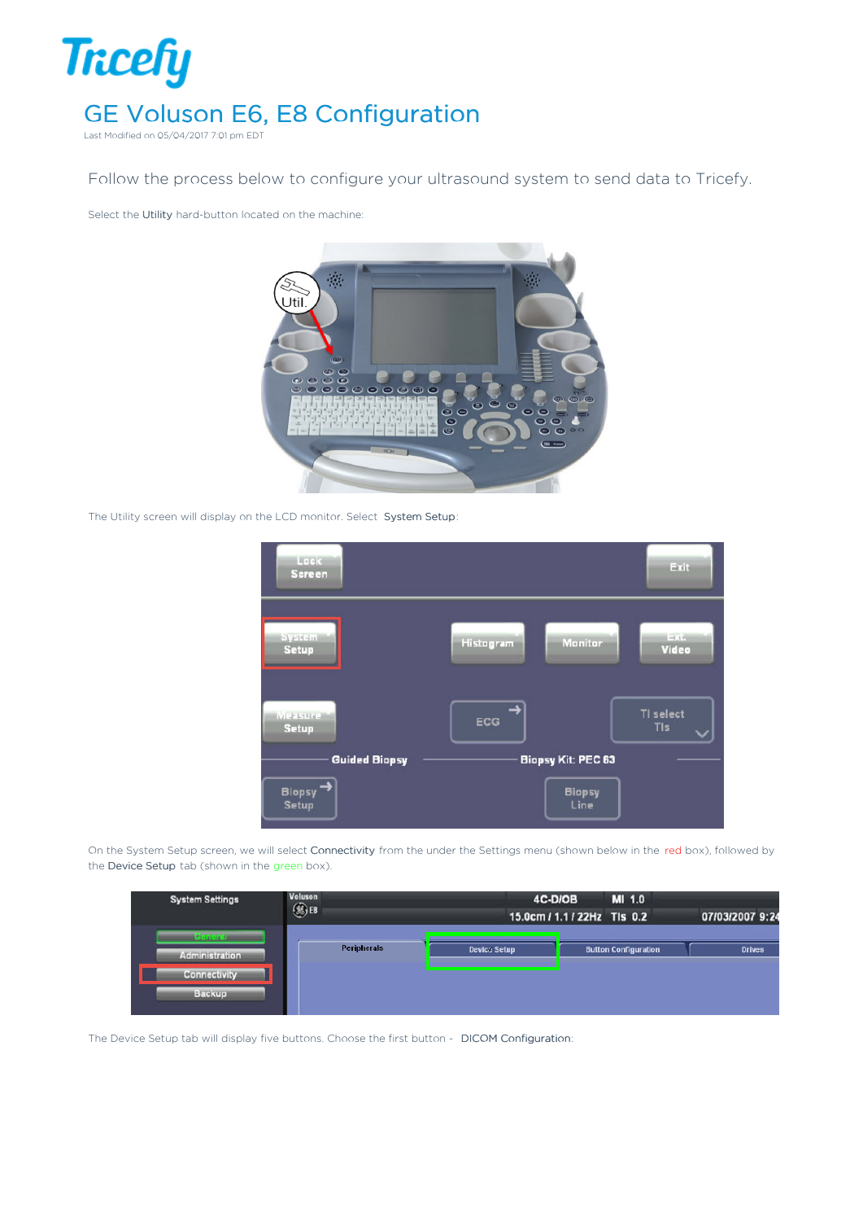# GE Voluson E6, E8 Configuration

Last Modified on 05/04/2017 7:01 pm EDT

Follow the process below to configure your ultrasound system to send data to Tricefy.

Select the **Utility** hard-button located on the machine:

The Utility screen will display on the LCD monitor. Select **System Setup**:

On the System Setup screen, we will select **Connectivity** from the under the Settings menu (shown below in the red box), followed by the **Device Setup** tab (shown in the green box).

The Device Setup tab will display five buttons. Choose the first button - **DICOM Configuration**: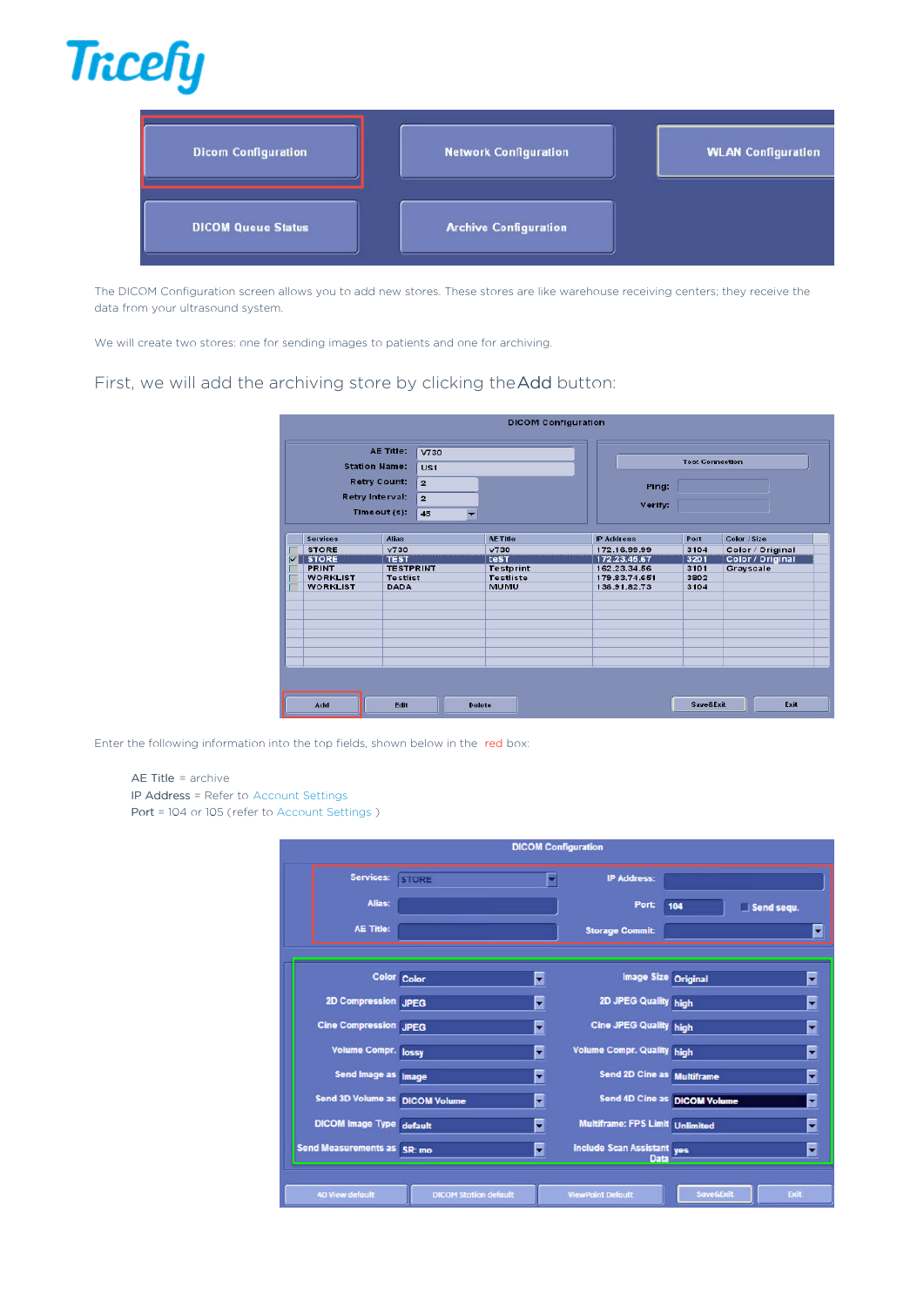The DICOM Configuration screen allows you to add new stores. These stores are like warehouse receiving centers; they receive the data from your ultrasound system.

We will create two stores: one for sending images to patients and one for archiving.

## First, we will add the archiving store by clicking the Add button:

Enter the following information into the top fields, shown below in the red box:

AE Title = archive
IP Address = Refer to Account Settings
Port = 104 or 105 (refer to Account Settings )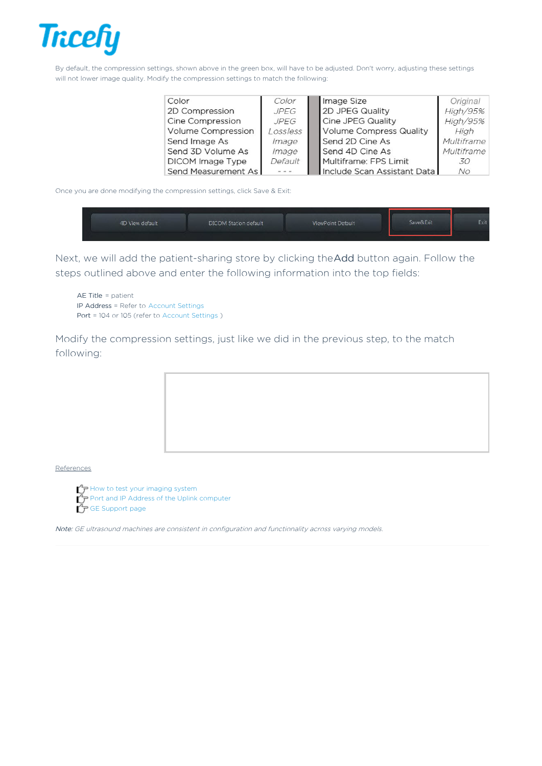By default, the compression settings, shown above in the green box, will have to be adjusted. Don't worry, adjusting these settings will not lower image quality. Modify the compression settings to match the following:

| | | | |
|---|---|---|---|
| Color | *Color* | Image Size | *Original* |
| 2D Compression | *JPEG* | 2D JPEG Quality | *High/95%* |
| Cine Compression | *JPEG* | Cine JPEG Quality | *High/95%* |
| Volume Compression | *Lossless* | Volume Compress Quality | *High* |
| Send Image As | *Image* | Send 2D Cine As | *Multiframe* |
| Send 3D Volume As | *Image* | Send 4D Cine As | *Multiframe* |
| DICOM Image Type | *Default* | Multiframe: FPS Limit | *30* |
| Send Measurement As | *- - -* | Include Scan Assistant Data | *No* |

Once you are done modifying the compression settings, click Save & Exit:

4D View default | DICOM Station default | ViewPoint Default | Save&Exit | Exit

Next, we will add the patient-sharing store by clicking the **Add** button again. Follow the steps outlined above and enter the following information into the top fields:

- AE Title = patient
- IP Address = Refer to Account Settings
- Port = 104 or 105 (refer to Account Settings )

Modify the compression settings, just like we did in the previous step, to the match following:

References

- How to test your imaging system
- Port and IP Address of the Uplink computer
- GE Support page

*Note: GE ultrasound machines are consistent in configuration and functionality across varying models.*